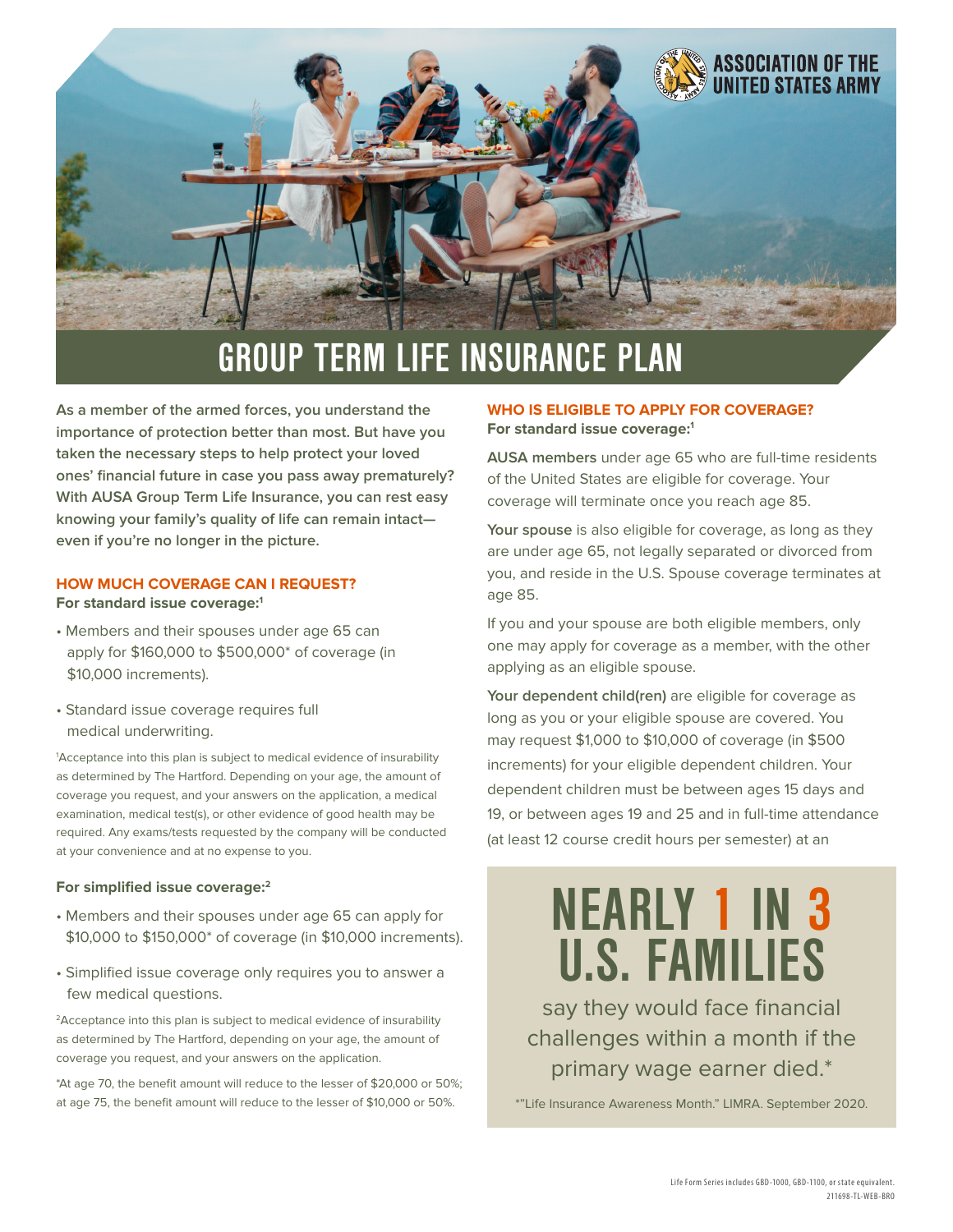ASSOCIATION OF THE UNITED STATES ARMY

# GROUP TERM LIFE INSURANCE PLAN

**As a member of the armed forces, you understand the importance of protection better than most. But have you taken the necessary steps to help protect your loved ones' financial future in case you pass away prematurely? With AUSA Group Term Life Insurance, you can rest easy knowing your family's quality of life can remain intact—even if you're no longer in the picture.**

## HOW MUCH COVERAGE CAN I REQUEST?

**For standard issue coverage:[1]**

- Members and their spouses under age 65 can apply for $160,000 to $500,000* of coverage (in $10,000 increments).
- Standard issue coverage requires full medical underwriting.

[1]Acceptance into this plan is subject to medical evidence of insurability as determined by The Hartford. Depending on your age, the amount of coverage you request, and your answers on the application, a medical examination, medical test(s), or other evidence of good health may be required. Any exams/tests requested by the company will be conducted at your convenience and at no expense to you.

**For simplified issue coverage:[2]**

- Members and their spouses under age 65 can apply for $10,000 to $150,000* of coverage (in $10,000 increments).
- Simplified issue coverage only requires you to answer a few medical questions.

[2]Acceptance into this plan is subject to medical evidence of insurability as determined by The Hartford, depending on your age, the amount of coverage you request, and your answers on the application.

*At age 70, the benefit amount will reduce to the lesser of $20,000 or 50%; at age 75, the benefit amount will reduce to the lesser of $10,000 or 50%.

## WHO IS ELIGIBLE TO APPLY FOR COVERAGE?

**For standard issue coverage:[1]**

**AUSA members** under age 65 who are full-time residents of the United States are eligible for coverage. Your coverage will terminate once you reach age 85.

**Your spouse** is also eligible for coverage, as long as they are under age 65, not legally separated or divorced from you, and reside in the U.S. Spouse coverage terminates at age 85.

If you and your spouse are both eligible members, only one may apply for coverage as a member, with the other applying as an eligible spouse.

**Your dependent child(ren)** are eligible for coverage as long as you or your eligible spouse are covered. You may request $1,000 to $10,000 of coverage (in $500 increments) for your eligible dependent children. Your dependent children must be between ages 15 days and 19, or between ages 19 and 25 and in full-time attendance (at least 12 course credit hours per semester) at an

**NEARLY 1 IN 3 U.S. FAMILIES**

say they would face financial challenges within a month if the primary wage earner died.*

*"Life Insurance Awareness Month." LIMRA. September 2020.

Life Form Series includes GBD-1000, GBD-1100, or state equivalent.
211698-TL-WEB-BRO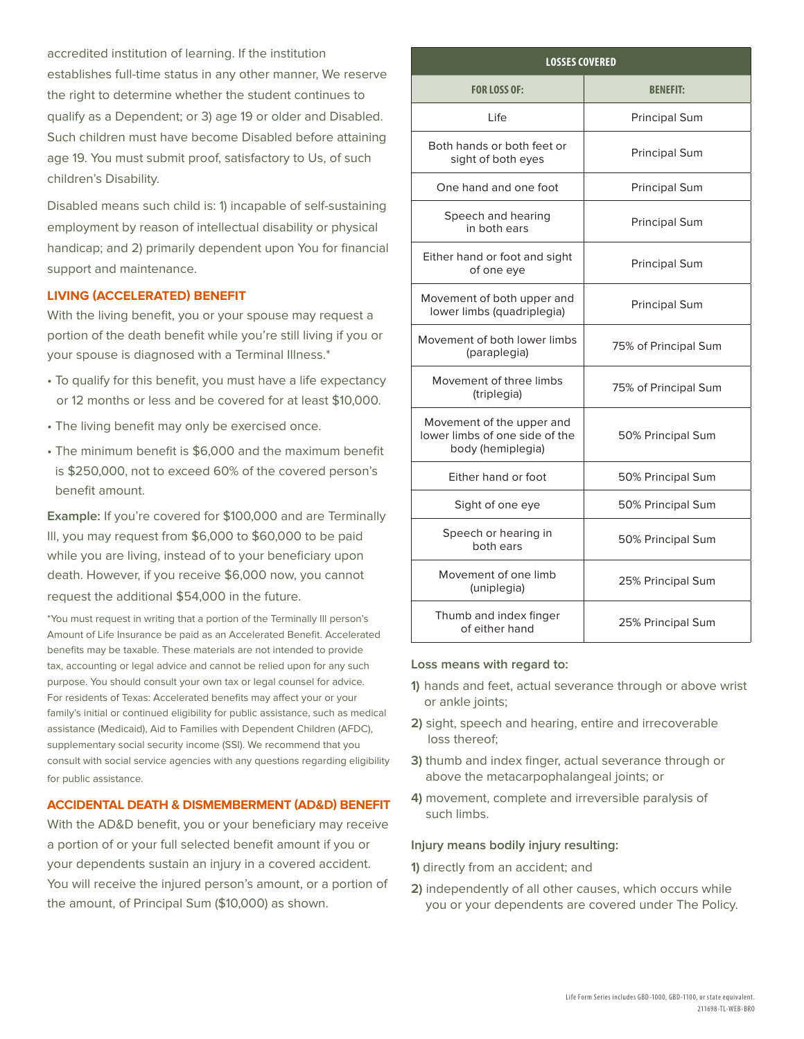accredited institution of learning. If the institution establishes full-time status in any other manner, We reserve the right to determine whether the student continues to qualify as a Dependent; or 3) age 19 or older and Disabled. Such children must have become Disabled before attaining age 19. You must submit proof, satisfactory to Us, of such children's Disability.

Disabled means such child is: 1) incapable of self-sustaining employment by reason of intellectual disability or physical handicap; and 2) primarily dependent upon You for financial support and maintenance.

### LIVING (ACCELERATED) BENEFIT

With the living benefit, you or your spouse may request a portion of the death benefit while you're still living if you or your spouse is diagnosed with a Terminal Illness.*

- To qualify for this benefit, you must have a life expectancy or 12 months or less and be covered for at least $10,000.
- The living benefit may only be exercised once.
- The minimum benefit is $6,000 and the maximum benefit is $250,000, not to exceed 60% of the covered person's benefit amount.

**Example:** If you're covered for $100,000 and are Terminally Ill, you may request from $6,000 to $60,000 to be paid while you are living, instead of to your beneficiary upon death. However, if you receive $6,000 now, you cannot request the additional $54,000 in the future.

*You must request in writing that a portion of the Terminally Ill person's Amount of Life Insurance be paid as an Accelerated Benefit. Accelerated benefits may be taxable. These materials are not intended to provide tax, accounting or legal advice and cannot be relied upon for any such purpose. You should consult your own tax or legal counsel for advice. For residents of Texas: Accelerated benefits may affect your or your family's initial or continued eligibility for public assistance, such as medical assistance (Medicaid), Aid to Families with Dependent Children (AFDC), supplementary social security income (SSI). We recommend that you consult with social service agencies with any questions regarding eligibility for public assistance.

### ACCIDENTAL DEATH & DISMEMBERMENT (AD&D) BENEFIT

With the AD&D benefit, you or your beneficiary may receive a portion of or your full selected benefit amount if you or your dependents sustain an injury in a covered accident. You will receive the injured person's amount, or a portion of the amount, of Principal Sum ($10,000) as shown.

| LOSSES COVERED | |
|---|---|
| **FOR LOSS OF:** | **BENEFIT:** |
| Life | Principal Sum |
| Both hands or both feet or sight of both eyes | Principal Sum |
| One hand and one foot | Principal Sum |
| Speech and hearing in both ears | Principal Sum |
| Either hand or foot and sight of one eye | Principal Sum |
| Movement of both upper and lower limbs (quadriplegia) | Principal Sum |
| Movement of both lower limbs (paraplegia) | 75% of Principal Sum |
| Movement of three limbs (triplegia) | 75% of Principal Sum |
| Movement of the upper and lower limbs of one side of the body (hemiplegia) | 50% Principal Sum |
| Either hand or foot | 50% Principal Sum |
| Sight of one eye | 50% Principal Sum |
| Speech or hearing in both ears | 50% Principal Sum |
| Movement of one limb (uniplegia) | 25% Principal Sum |
| Thumb and index finger of either hand | 25% Principal Sum |

**Loss means with regard to:**

1) hands and feet, actual severance through or above wrist or ankle joints;
2) sight, speech and hearing, entire and irrecoverable loss thereof;
3) thumb and index finger, actual severance through or above the metacarpophalangeal joints; or
4) movement, complete and irreversible paralysis of such limbs.

**Injury means bodily injury resulting:**

1) directly from an accident; and
2) independently of all other causes, which occurs while you or your dependents are covered under The Policy.

Life Form Series includes GBD-1000, GBD-1100, or state equivalent.
211698-TL-WEB-BRO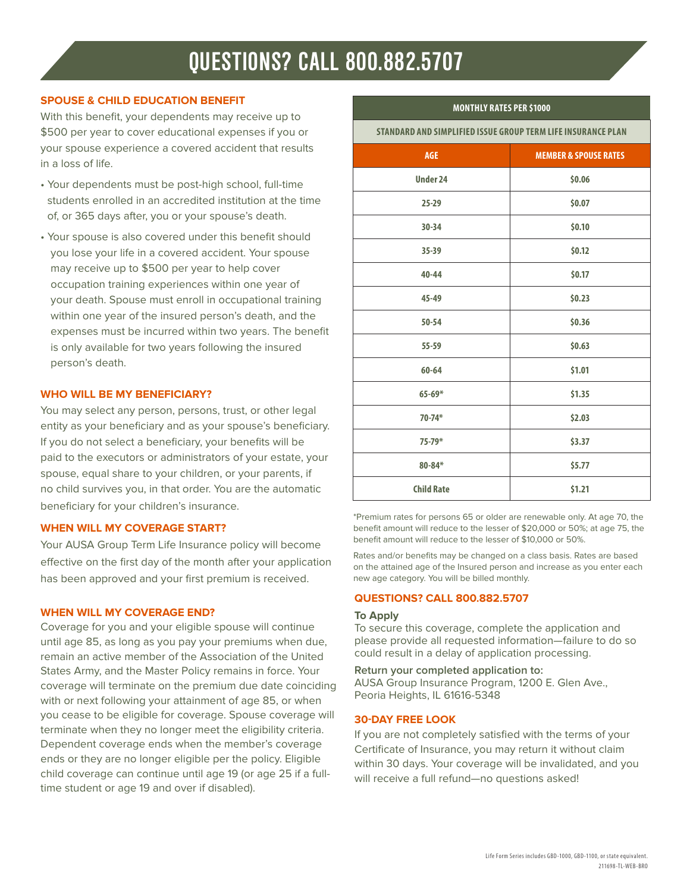# QUESTIONS? CALL 800.882.5707

## SPOUSE & CHILD EDUCATION BENEFIT

With this benefit, your dependents may receive up to $500 per year to cover educational expenses if you or your spouse experience a covered accident that results in a loss of life.

- Your dependents must be post-high school, full-time students enrolled in an accredited institution at the time of, or 365 days after, you or your spouse's death.
- Your spouse is also covered under this benefit should you lose your life in a covered accident. Your spouse may receive up to $500 per year to help cover occupation training experiences within one year of your death. Spouse must enroll in occupational training within one year of the insured person's death, and the expenses must be incurred within two years. The benefit is only available for two years following the insured person's death.

## WHO WILL BE MY BENEFICIARY?

You may select any person, persons, trust, or other legal entity as your beneficiary and as your spouse's beneficiary. If you do not select a beneficiary, your benefits will be paid to the executors or administrators of your estate, your spouse, equal share to your children, or your parents, if no child survives you, in that order. You are the automatic beneficiary for your children's insurance.

## WHEN WILL MY COVERAGE START?

Your AUSA Group Term Life Insurance policy will become effective on the first day of the month after your application has been approved and your first premium is received.

## WHEN WILL MY COVERAGE END?

Coverage for you and your eligible spouse will continue until age 85, as long as you pay your premiums when due, remain an active member of the Association of the United States Army, and the Master Policy remains in force. Your coverage will terminate on the premium due date coinciding with or next following your attainment of age 85, or when you cease to be eligible for coverage. Spouse coverage will terminate when they no longer meet the eligibility criteria. Dependent coverage ends when the member's coverage ends or they are no longer eligible per the policy. Eligible child coverage can continue until age 19 (or age 25 if a full-time student or age 19 and over if disabled).

| MONTHLY RATES PER $1000 | |
|---|---|
| STANDARD AND SIMPLIFIED ISSUE GROUP TERM LIFE INSURANCE PLAN | |
| **AGE** | **MEMBER & SPOUSE RATES** |
| Under 24 | $0.06 |
| 25-29 | $0.07 |
| 30-34 | $0.10 |
| 35-39 | $0.12 |
| 40-44 | $0.17 |
| 45-49 | $0.23 |
| 50-54 | $0.36 |
| 55-59 | $0.63 |
| 60-64 | $1.01 |
| 65-69* | $1.35 |
| 70-74* | $2.03 |
| 75-79* | $3.37 |
| 80-84* | $5.77 |
| Child Rate | $1.21 |

*Premium rates for persons 65 or older are renewable only. At age 70, the benefit amount will reduce to the lesser of $20,000 or 50%; at age 75, the benefit amount will reduce to the lesser of $10,000 or 50%.

Rates and/or benefits may be changed on a class basis. Rates are based on the attained age of the Insured person and increase as you enter each new age category. You will be billed monthly.

## QUESTIONS? CALL 800.882.5707

**To Apply**

To secure this coverage, complete the application and please provide all requested information—failure to do so could result in a delay of application processing.

**Return your completed application to:**

AUSA Group Insurance Program, 1200 E. Glen Ave., Peoria Heights, IL 61616-5348

## 30-DAY FREE LOOK

If you are not completely satisfied with the terms of your Certificate of Insurance, you may return it without claim within 30 days. Your coverage will be invalidated, and you will receive a full refund—no questions asked!

Life Form Series includes GBD-1000, GBD-1100, or state equivalent.
211698-TL-WEB-BRO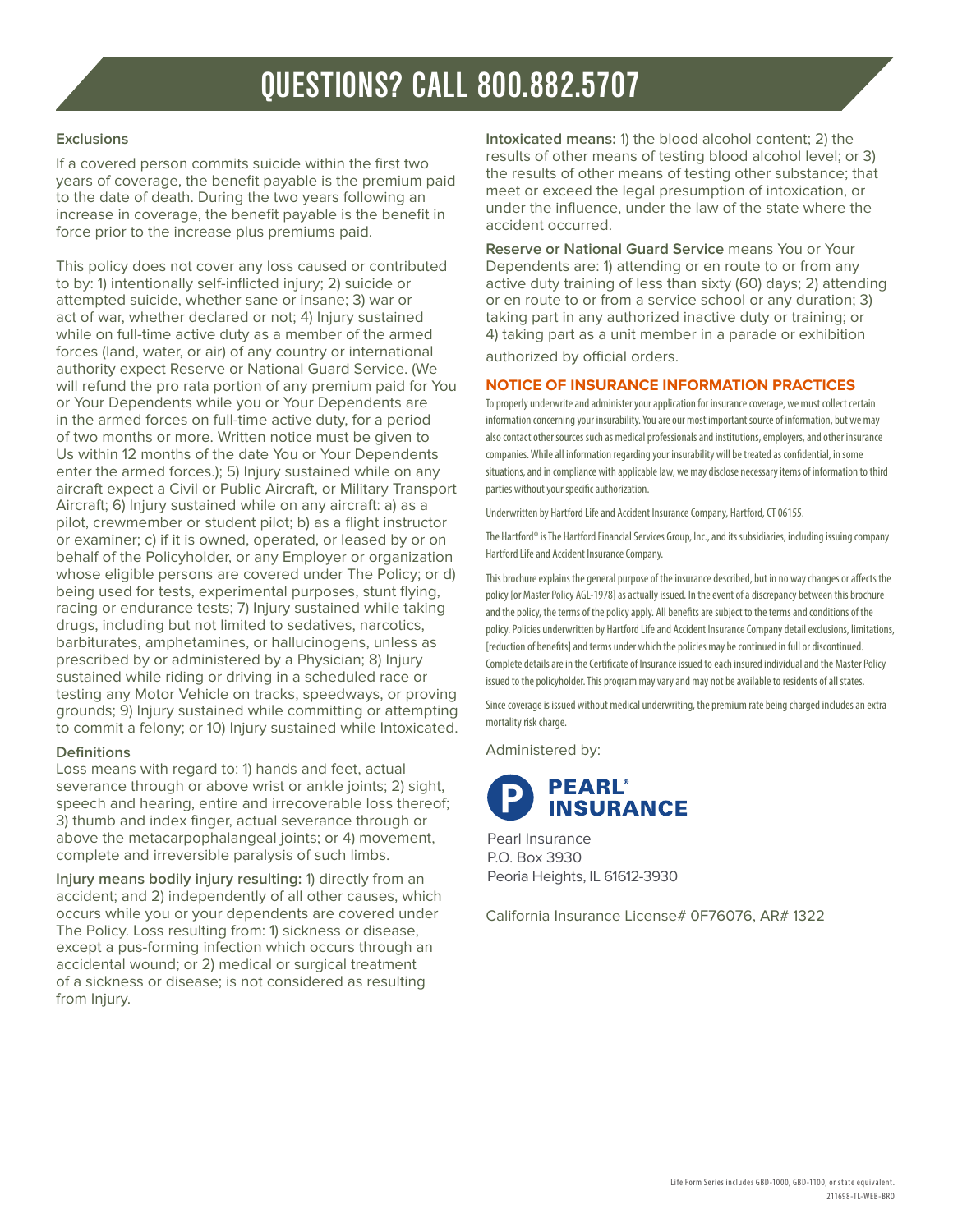# QUESTIONS? CALL 800.882.5707

### Exclusions

If a covered person commits suicide within the first two years of coverage, the benefit payable is the premium paid to the date of death. During the two years following an increase in coverage, the benefit payable is the benefit in force prior to the increase plus premiums paid.

This policy does not cover any loss caused or contributed to by: 1) intentionally self-inflicted injury; 2) suicide or attempted suicide, whether sane or insane; 3) war or act of war, whether declared or not; 4) Injury sustained while on full-time active duty as a member of the armed forces (land, water, or air) of any country or international authority expect Reserve or National Guard Service. (We will refund the pro rata portion of any premium paid for You or Your Dependents while you or Your Dependents are in the armed forces on full-time active duty, for a period of two months or more. Written notice must be given to Us within 12 months of the date You or Your Dependents enter the armed forces.); 5) Injury sustained while on any aircraft expect a Civil or Public Aircraft, or Military Transport Aircraft; 6) Injury sustained while on any aircraft: a) as a pilot, crewmember or student pilot; b) as a flight instructor or examiner; c) if it is owned, operated, or leased by or on behalf of the Policyholder, or any Employer or organization whose eligible persons are covered under The Policy; or d) being used for tests, experimental purposes, stunt flying, racing or endurance tests; 7) Injury sustained while taking drugs, including but not limited to sedatives, narcotics, barbiturates, amphetamines, or hallucinogens, unless as prescribed by or administered by a Physician; 8) Injury sustained while riding or driving in a scheduled race or testing any Motor Vehicle on tracks, speedways, or proving grounds; 9) Injury sustained while committing or attempting to commit a felony; or 10) Injury sustained while Intoxicated.

### Definitions

Loss means with regard to: 1) hands and feet, actual severance through or above wrist or ankle joints; 2) sight, speech and hearing, entire and irrecoverable loss thereof; 3) thumb and index finger, actual severance through or above the metacarpophalangeal joints; or 4) movement, complete and irreversible paralysis of such limbs.

**Injury means bodily injury resulting:** 1) directly from an accident; and 2) independently of all other causes, which occurs while you or your dependents are covered under The Policy. Loss resulting from: 1) sickness or disease, except a pus-forming infection which occurs through an accidental wound; or 2) medical or surgical treatment of a sickness or disease; is not considered as resulting from Injury.

**Intoxicated means:** 1) the blood alcohol content; 2) the results of other means of testing blood alcohol level; or 3) the results of other means of testing other substance; that meet or exceed the legal presumption of intoxication, or under the influence, under the law of the state where the accident occurred.

**Reserve or National Guard Service** means You or Your Dependents are: 1) attending or en route to or from any active duty training of less than sixty (60) days; 2) attending or en route to or from a service school or any duration; 3) taking part in any authorized inactive duty or training; or 4) taking part as a unit member in a parade or exhibition authorized by official orders.

### NOTICE OF INSURANCE INFORMATION PRACTICES

To properly underwrite and administer your application for insurance coverage, we must collect certain information concerning your insurability. You are our most important source of information, but we may also contact other sources such as medical professionals and institutions, employers, and other insurance companies. While all information regarding your insurability will be treated as confidential, in some situations, and in compliance with applicable law, we may disclose necessary items of information to third parties without your specific authorization.

Underwritten by Hartford Life and Accident Insurance Company, Hartford, CT 06155.

The Hartford® is The Hartford Financial Services Group, Inc., and its subsidiaries, including issuing company Hartford Life and Accident Insurance Company.

This brochure explains the general purpose of the insurance described, but in no way changes or affects the policy [or Master Policy AGL-1978] as actually issued. In the event of a discrepancy between this brochure and the policy, the terms of the policy apply. All benefits are subject to the terms and conditions of the policy. Policies underwritten by Hartford Life and Accident Insurance Company detail exclusions, limitations, [reduction of benefits] and terms under which the policies may be continued in full or discontinued. Complete details are in the Certificate of Insurance issued to each insured individual and the Master Policy issued to the policyholder. This program may vary and may not be available to residents of all states.

Since coverage is issued without medical underwriting, the premium rate being charged includes an extra mortality risk charge.

Administered by:

PEARL® INSURANCE

Pearl Insurance
P.O. Box 3930
Peoria Heights, IL 61612-3930

California Insurance License# 0F76076, AR# 1322

Life Form Series includes GBD-1000, GBD-1100, or state equivalent.
211698-TL-WEB-BRO